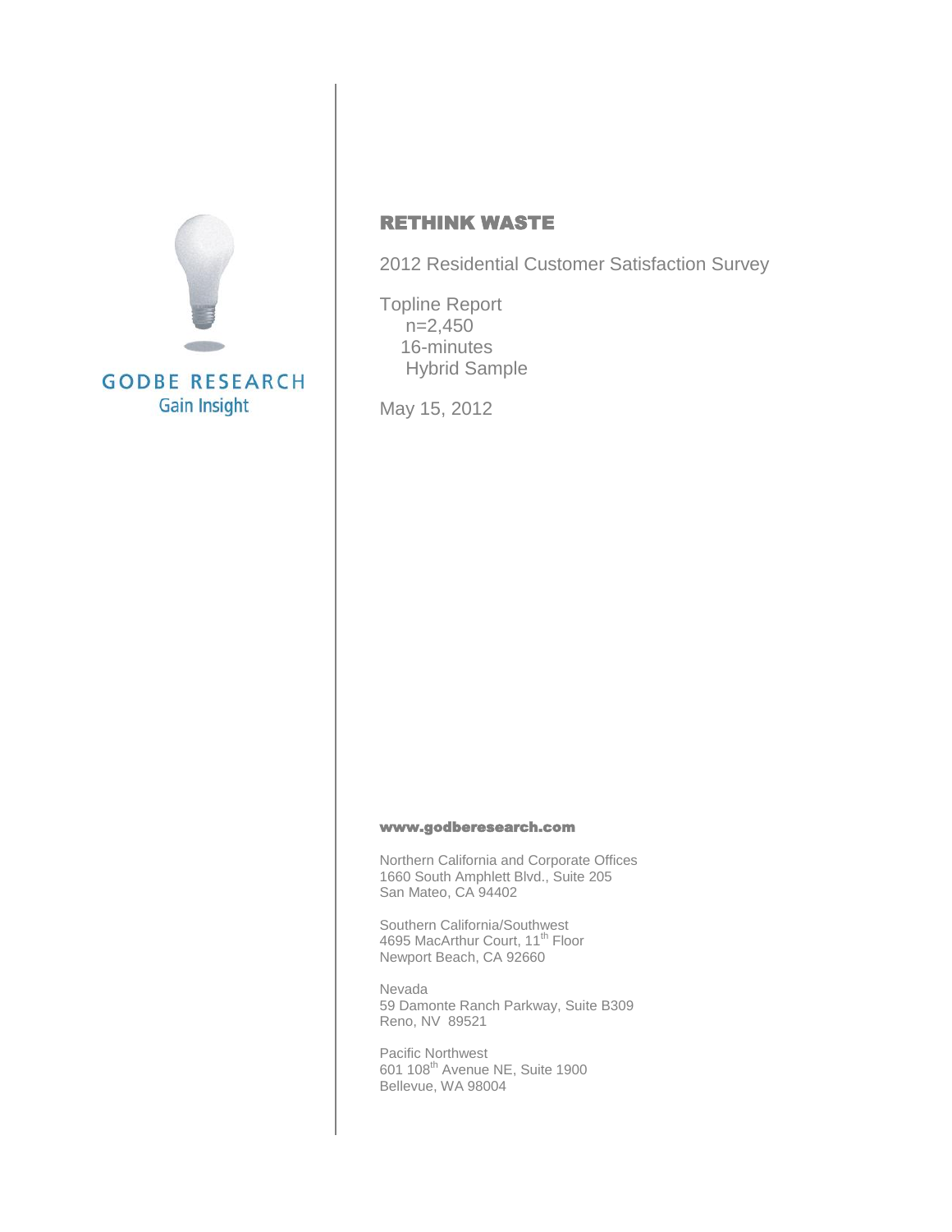GODBE RESEARCH
Gain Insight

# RETHINK WASTE

2012 Residential Customer Satisfaction Survey

Topline Report
n=2,450
16-minutes
Hybrid Sample

May 15, 2012

**www.godberesearch.com**

Northern California and Corporate Offices
1660 South Amphlett Blvd., Suite 205
San Mateo, CA 94402

Southern California/Southwest
4695 MacArthur Court, 11th Floor
Newport Beach, CA 92660

Nevada
59 Damonte Ranch Parkway, Suite B309
Reno, NV 89521

Pacific Northwest
601 108th Avenue NE, Suite 1900
Bellevue, WA 98004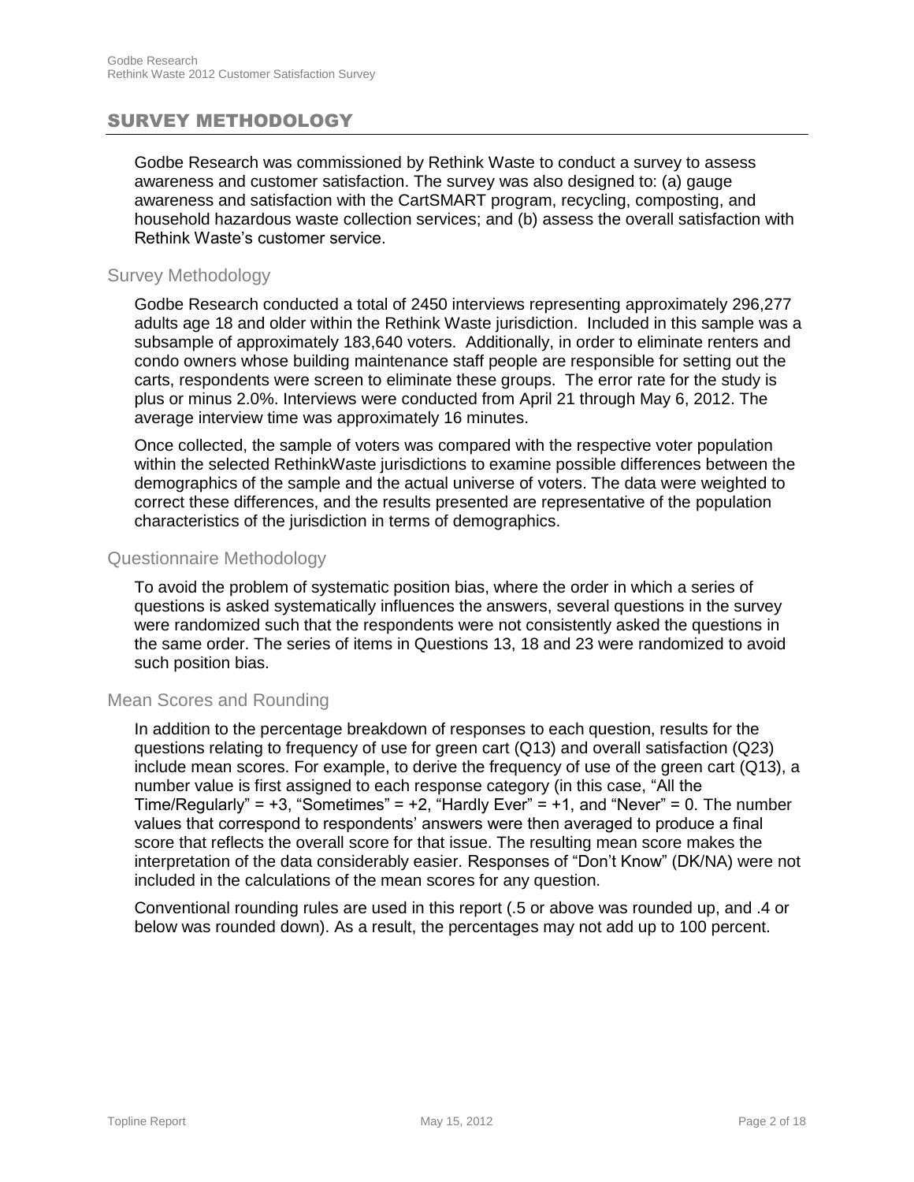## SURVEY METHODOLOGY

Godbe Research was commissioned by Rethink Waste to conduct a survey to assess awareness and customer satisfaction. The survey was also designed to: (a) gauge awareness and satisfaction with the CartSMART program, recycling, composting, and household hazardous waste collection services; and (b) assess the overall satisfaction with Rethink Waste's customer service.

### Survey Methodology

Godbe Research conducted a total of 2450 interviews representing approximately 296,277 adults age 18 and older within the Rethink Waste jurisdiction. Included in this sample was a subsample of approximately 183,640 voters. Additionally, in order to eliminate renters and condo owners whose building maintenance staff people are responsible for setting out the carts, respondents were screen to eliminate these groups. The error rate for the study is plus or minus 2.0%. Interviews were conducted from April 21 through May 6, 2012. The average interview time was approximately 16 minutes.

Once collected, the sample of voters was compared with the respective voter population within the selected RethinkWaste jurisdictions to examine possible differences between the demographics of the sample and the actual universe of voters. The data were weighted to correct these differences, and the results presented are representative of the population characteristics of the jurisdiction in terms of demographics.

### Questionnaire Methodology

To avoid the problem of systematic position bias, where the order in which a series of questions is asked systematically influences the answers, several questions in the survey were randomized such that the respondents were not consistently asked the questions in the same order. The series of items in Questions 13, 18 and 23 were randomized to avoid such position bias.

### Mean Scores and Rounding

In addition to the percentage breakdown of responses to each question, results for the questions relating to frequency of use for green cart (Q13) and overall satisfaction (Q23) include mean scores. For example, to derive the frequency of use of the green cart (Q13), a number value is first assigned to each response category (in this case, "All the Time/Regularly" = +3, "Sometimes" = +2, "Hardly Ever" = +1, and "Never" = 0. The number values that correspond to respondents' answers were then averaged to produce a final score that reflects the overall score for that issue. The resulting mean score makes the interpretation of the data considerably easier. Responses of "Don't Know" (DK/NA) were not included in the calculations of the mean scores for any question.

Conventional rounding rules are used in this report (.5 or above was rounded up, and .4 or below was rounded down). As a result, the percentages may not add up to 100 percent.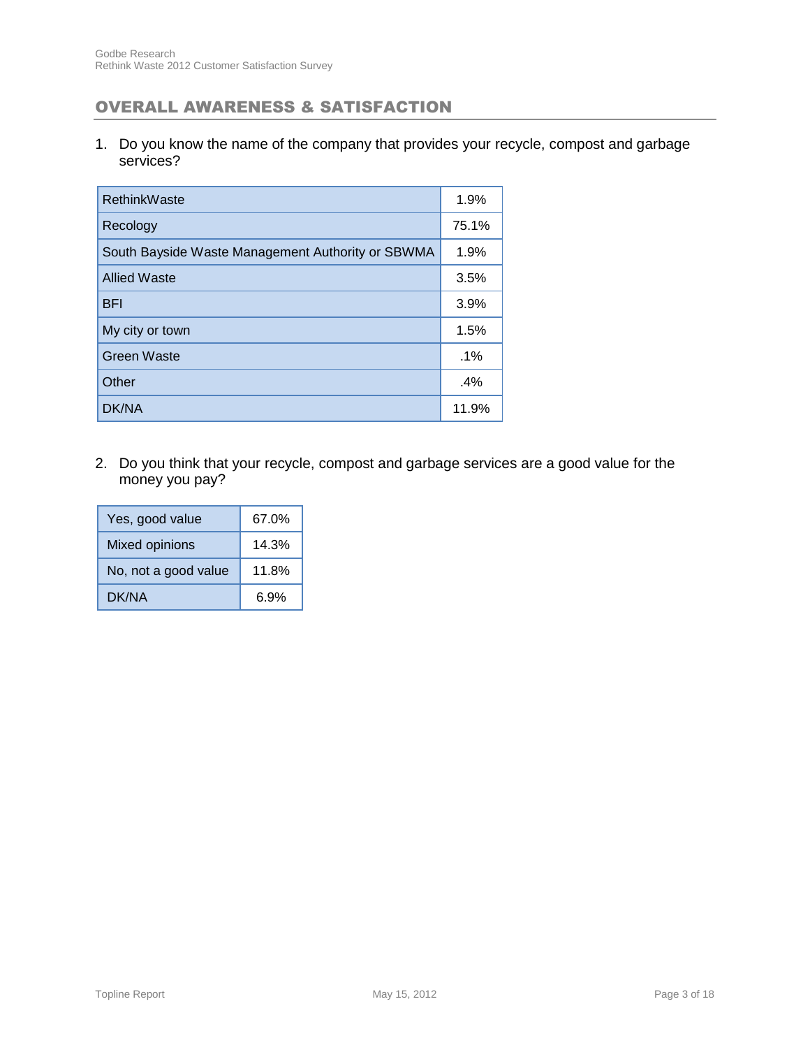## OVERALL AWARENESS & SATISFACTION

1. Do you know the name of the company that provides your recycle, compost and garbage services?

| | |
|---|---|
| RethinkWaste | 1.9% |
| Recology | 75.1% |
| South Bayside Waste Management Authority or SBWMA | 1.9% |
| Allied Waste | 3.5% |
| BFI | 3.9% |
| My city or town | 1.5% |
| Green Waste | .1% |
| Other | .4% |
| DK/NA | 11.9% |

2. Do you think that your recycle, compost and garbage services are a good value for the money you pay?

| | |
|---|---|
| Yes, good value | 67.0% |
| Mixed opinions | 14.3% |
| No, not a good value | 11.8% |
| DK/NA | 6.9% |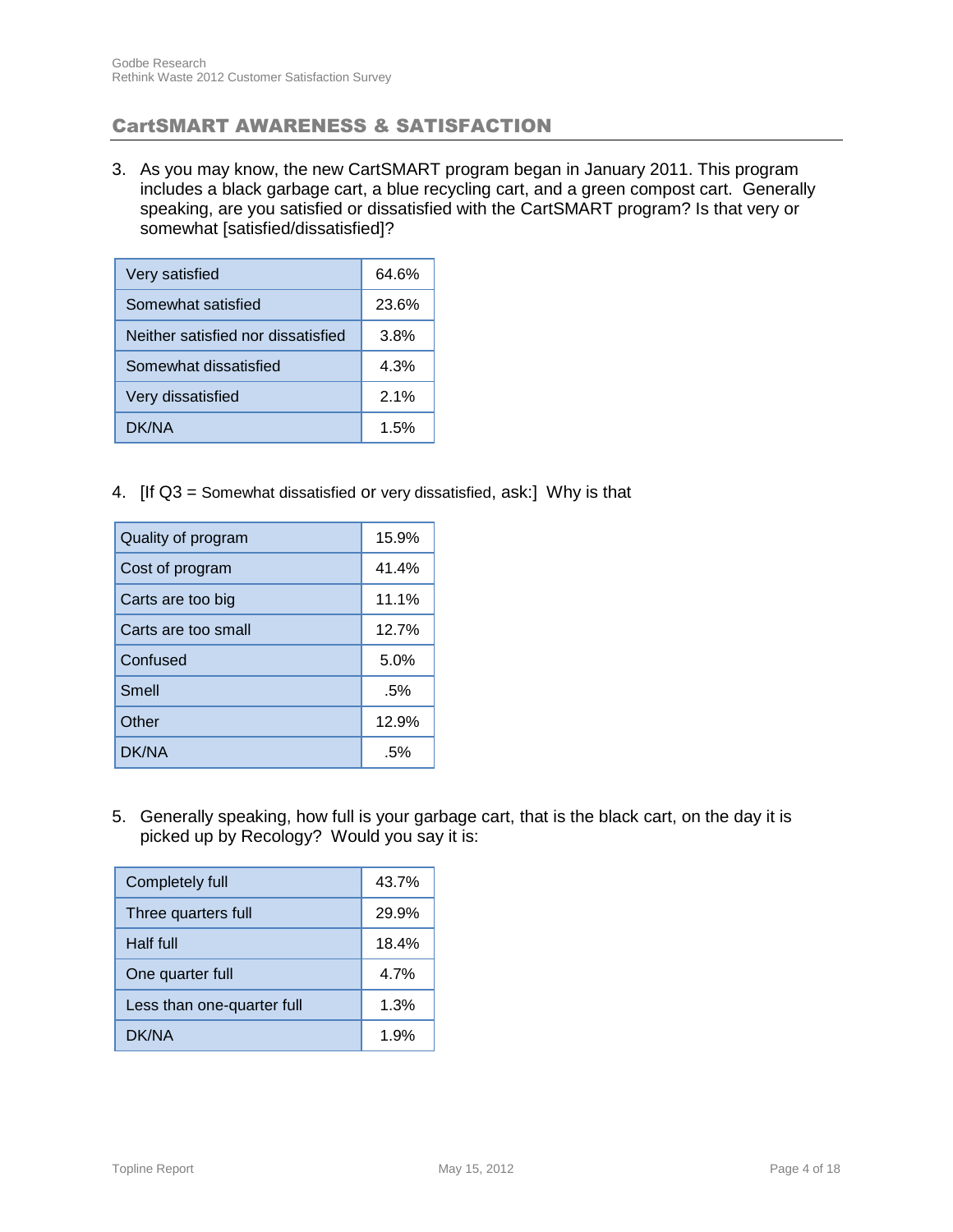## CartSMART AWARENESS & SATISFACTION

3. As you may know, the new CartSMART program began in January 2011. This program includes a black garbage cart, a blue recycling cart, and a green compost cart. Generally speaking, are you satisfied or dissatisfied with the CartSMART program? Is that very or somewhat [satisfied/dissatisfied]?

| Response | % |
|---|---|
| Very satisfied | 64.6% |
| Somewhat satisfied | 23.6% |
| Neither satisfied nor dissatisfied | 3.8% |
| Somewhat dissatisfied | 4.3% |
| Very dissatisfied | 2.1% |
| DK/NA | 1.5% |

4. [If Q3 = Somewhat dissatisfied or very dissatisfied, ask:] Why is that

| Response | % |
|---|---|
| Quality of program | 15.9% |
| Cost of program | 41.4% |
| Carts are too big | 11.1% |
| Carts are too small | 12.7% |
| Confused | 5.0% |
| Smell | .5% |
| Other | 12.9% |
| DK/NA | .5% |

5. Generally speaking, how full is your garbage cart, that is the black cart, on the day it is picked up by Recology? Would you say it is:

| Response | % |
|---|---|
| Completely full | 43.7% |
| Three quarters full | 29.9% |
| Half full | 18.4% |
| One quarter full | 4.7% |
| Less than one-quarter full | 1.3% |
| DK/NA | 1.9% |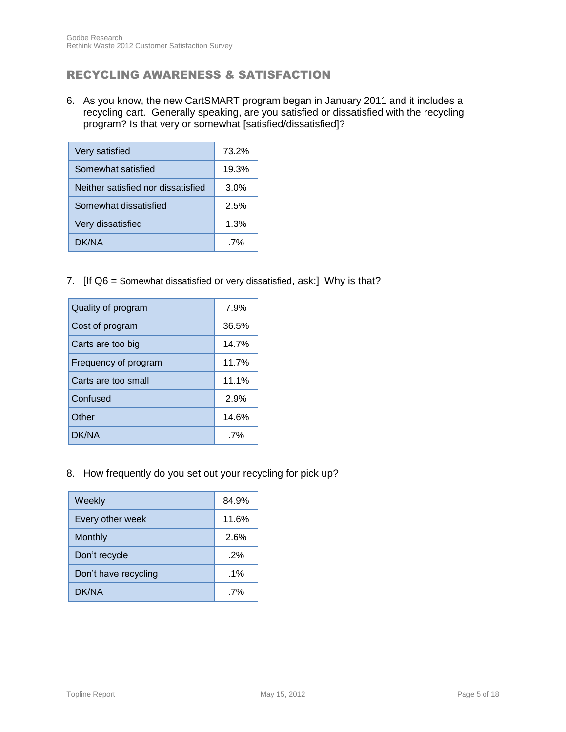## RECYCLING AWARENESS & SATISFACTION

6. As you know, the new CartSMART program began in January 2011 and it includes a recycling cart. Generally speaking, are you satisfied or dissatisfied with the recycling program? Is that very or somewhat [satisfied/dissatisfied]?

| | |
|---|---|
| Very satisfied | 73.2% |
| Somewhat satisfied | 19.3% |
| Neither satisfied nor dissatisfied | 3.0% |
| Somewhat dissatisfied | 2.5% |
| Very dissatisfied | 1.3% |
| DK/NA | .7% |

7. [If Q6 = Somewhat dissatisfied or very dissatisfied, ask:] Why is that?

| | |
|---|---|
| Quality of program | 7.9% |
| Cost of program | 36.5% |
| Carts are too big | 14.7% |
| Frequency of program | 11.7% |
| Carts are too small | 11.1% |
| Confused | 2.9% |
| Other | 14.6% |
| DK/NA | .7% |

8. How frequently do you set out your recycling for pick up?

| | |
|---|---|
| Weekly | 84.9% |
| Every other week | 11.6% |
| Monthly | 2.6% |
| Don't recycle | .2% |
| Don't have recycling | .1% |
| DK/NA | .7% |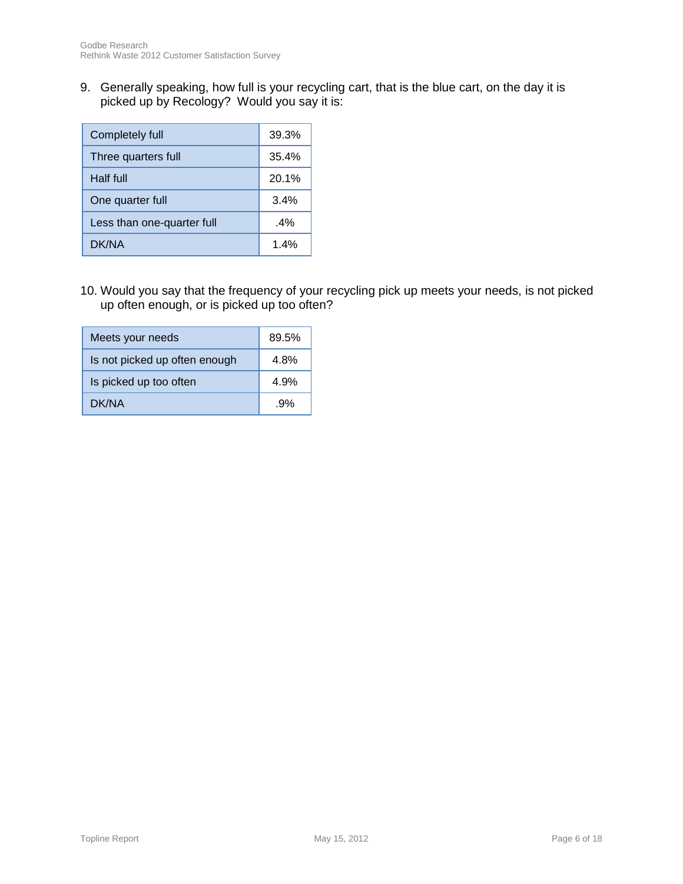9. Generally speaking, how full is your recycling cart, that is the blue cart, on the day it is picked up by Recology? Would you say it is:

| Response | Percent |
|---|---|
| Completely full | 39.3% |
| Three quarters full | 35.4% |
| Half full | 20.1% |
| One quarter full | 3.4% |
| Less than one-quarter full | .4% |
| DK/NA | 1.4% |

10. Would you say that the frequency of your recycling pick up meets your needs, is not picked up often enough, or is picked up too often?

| Response | Percent |
|---|---|
| Meets your needs | 89.5% |
| Is not picked up often enough | 4.8% |
| Is picked up too often | 4.9% |
| DK/NA | .9% |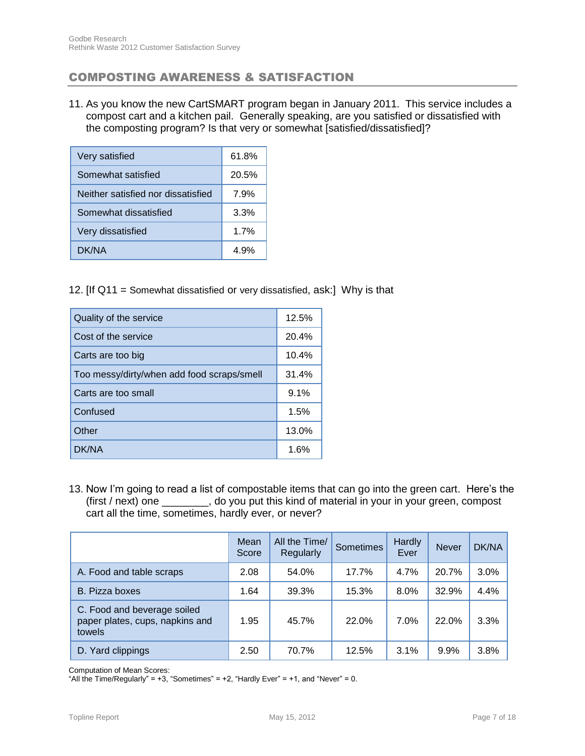## COMPOSTING AWARENESS & SATISFACTION

11. As you know the new CartSMART program began in January 2011. This service includes a compost cart and a kitchen pail. Generally speaking, are you satisfied or dissatisfied with the composting program? Is that very or somewhat [satisfied/dissatisfied]?

| | |
|---|---|
| Very satisfied | 61.8% |
| Somewhat satisfied | 20.5% |
| Neither satisfied nor dissatisfied | 7.9% |
| Somewhat dissatisfied | 3.3% |
| Very dissatisfied | 1.7% |
| DK/NA | 4.9% |

12. [If Q11 = Somewhat dissatisfied or very dissatisfied, ask:] Why is that

| | |
|---|---|
| Quality of the service | 12.5% |
| Cost of the service | 20.4% |
| Carts are too big | 10.4% |
| Too messy/dirty/when add food scraps/smell | 31.4% |
| Carts are too small | 9.1% |
| Confused | 1.5% |
| Other | 13.0% |
| DK/NA | 1.6% |

13. Now I'm going to read a list of compostable items that can go into the green cart. Here's the (first / next) one ________, do you put this kind of material in your in your green, compost cart all the time, sometimes, hardly ever, or never?

| | Mean Score | All the Time/ Regularly | Sometimes | Hardly Ever | Never | DK/NA |
|---|---|---|---|---|---|---|
| A. Food and table scraps | 2.08 | 54.0% | 17.7% | 4.7% | 20.7% | 3.0% |
| B. Pizza boxes | 1.64 | 39.3% | 15.3% | 8.0% | 32.9% | 4.4% |
| C. Food and beverage soiled paper plates, cups, napkins and towels | 1.95 | 45.7% | 22.0% | 7.0% | 22.0% | 3.3% |
| D. Yard clippings | 2.50 | 70.7% | 12.5% | 3.1% | 9.9% | 3.8% |

Computation of Mean Scores:
"All the Time/Regularly" = +3, "Sometimes" = +2, "Hardly Ever" = +1, and "Never" = 0.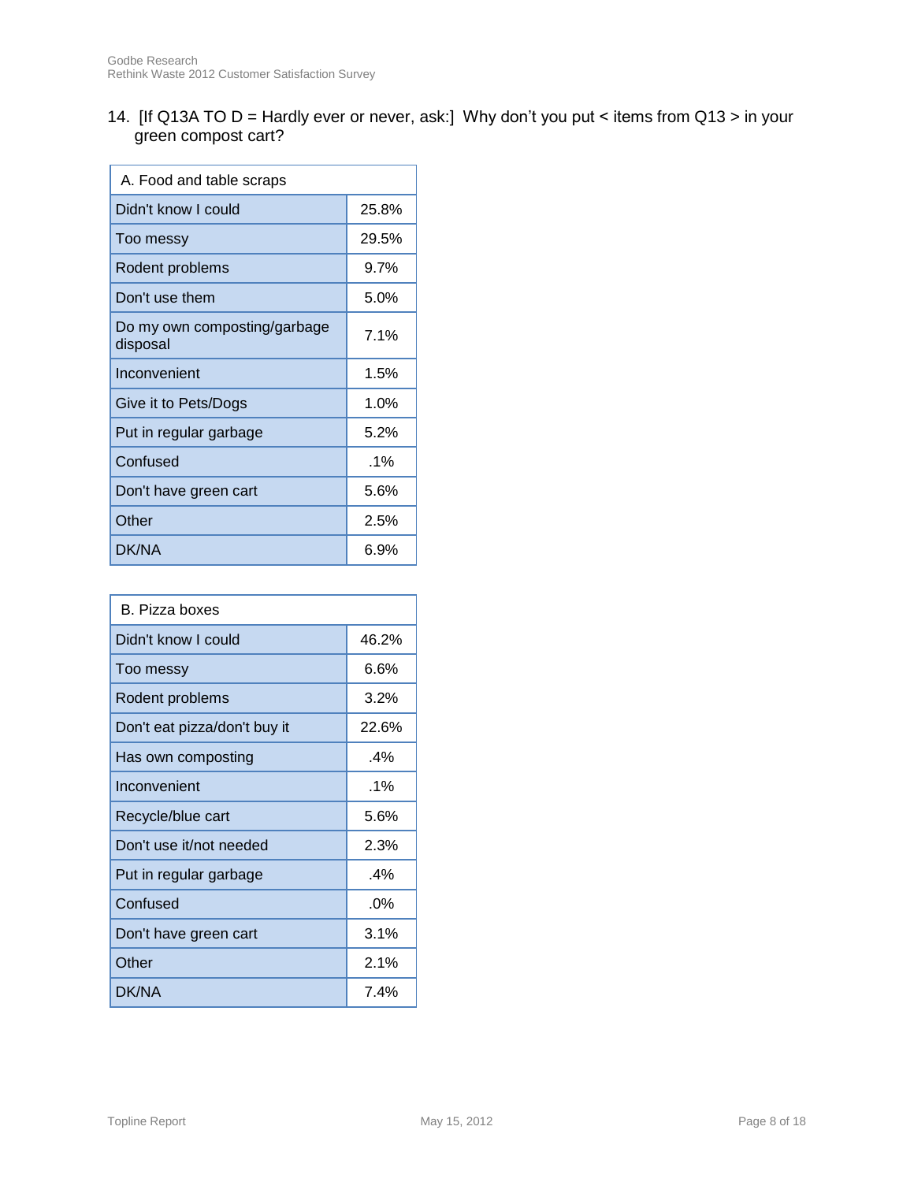14. [If Q13A TO D = Hardly ever or never, ask:] Why don't you put < items from Q13 > in your green compost cart?

| A. Food and table scraps | |
|---|---|
| Didn't know I could | 25.8% |
| Too messy | 29.5% |
| Rodent problems | 9.7% |
| Don't use them | 5.0% |
| Do my own composting/garbage disposal | 7.1% |
| Inconvenient | 1.5% |
| Give it to Pets/Dogs | 1.0% |
| Put in regular garbage | 5.2% |
| Confused | .1% |
| Don't have green cart | 5.6% |
| Other | 2.5% |
| DK/NA | 6.9% |

| B. Pizza boxes | |
|---|---|
| Didn't know I could | 46.2% |
| Too messy | 6.6% |
| Rodent problems | 3.2% |
| Don't eat pizza/don't buy it | 22.6% |
| Has own composting | .4% |
| Inconvenient | .1% |
| Recycle/blue cart | 5.6% |
| Don't use it/not needed | 2.3% |
| Put in regular garbage | .4% |
| Confused | .0% |
| Don't have green cart | 3.1% |
| Other | 2.1% |
| DK/NA | 7.4% |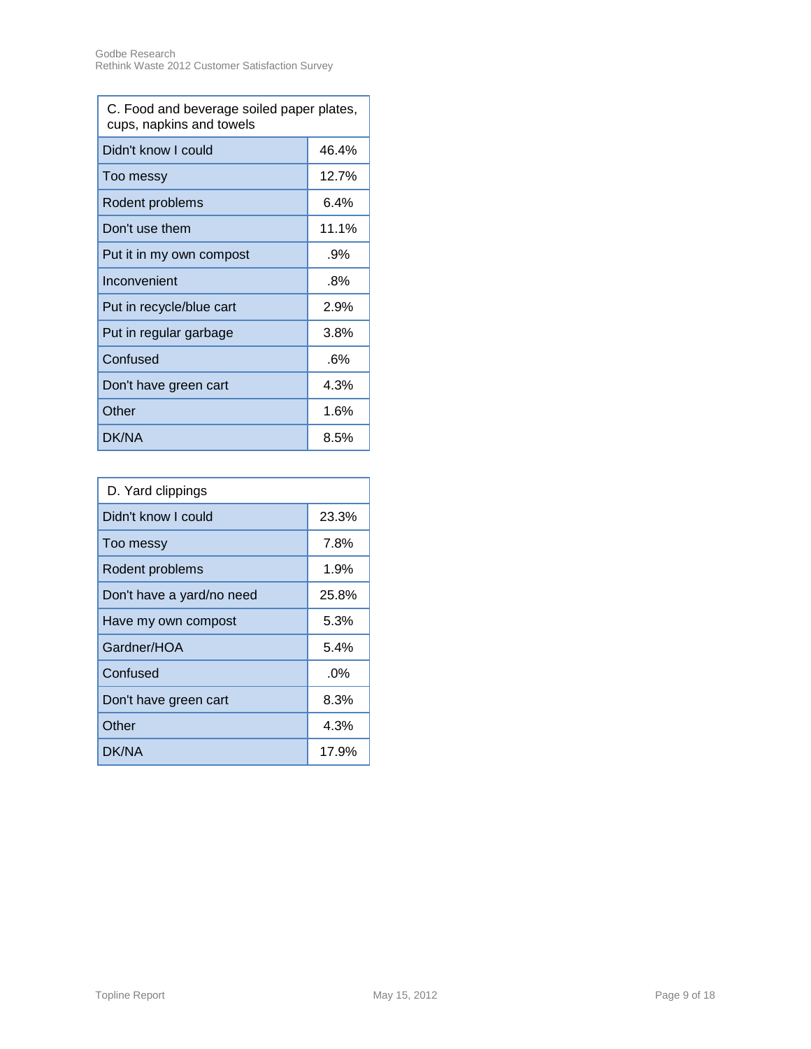| C. Food and beverage soiled paper plates, cups, napkins and towels | |
|---|---|
| Didn't know I could | 46.4% |
| Too messy | 12.7% |
| Rodent problems | 6.4% |
| Don't use them | 11.1% |
| Put it in my own compost | .9% |
| Inconvenient | .8% |
| Put in recycle/blue cart | 2.9% |
| Put in regular garbage | 3.8% |
| Confused | .6% |
| Don't have green cart | 4.3% |
| Other | 1.6% |
| DK/NA | 8.5% |

| D. Yard clippings | |
|---|---|
| Didn't know I could | 23.3% |
| Too messy | 7.8% |
| Rodent problems | 1.9% |
| Don't have a yard/no need | 25.8% |
| Have my own compost | 5.3% |
| Gardner/HOA | 5.4% |
| Confused | .0% |
| Don't have green cart | 8.3% |
| Other | 4.3% |
| DK/NA | 17.9% |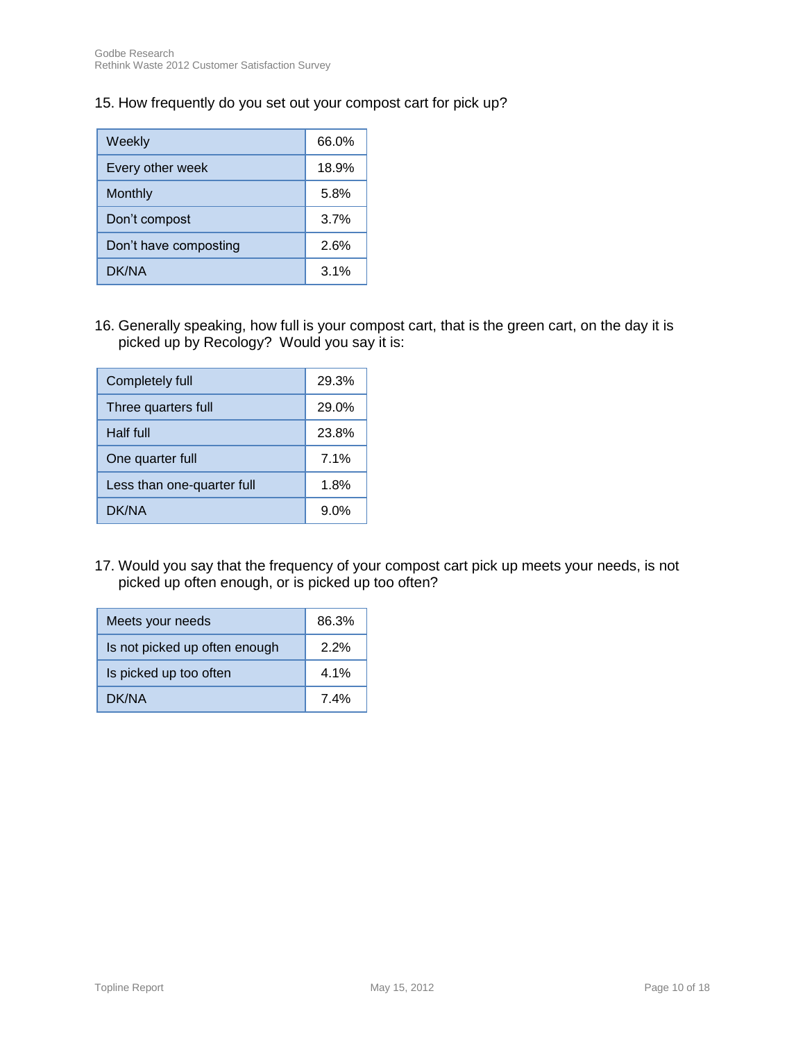15. How frequently do you set out your compost cart for pick up?

| | |
|---|---|
| Weekly | 66.0% |
| Every other week | 18.9% |
| Monthly | 5.8% |
| Don't compost | 3.7% |
| Don't have composting | 2.6% |
| DK/NA | 3.1% |

16. Generally speaking, how full is your compost cart, that is the green cart, on the day it is picked up by Recology? Would you say it is:

| | |
|---|---|
| Completely full | 29.3% |
| Three quarters full | 29.0% |
| Half full | 23.8% |
| One quarter full | 7.1% |
| Less than one-quarter full | 1.8% |
| DK/NA | 9.0% |

17. Would you say that the frequency of your compost cart pick up meets your needs, is not picked up often enough, or is picked up too often?

| | |
|---|---|
| Meets your needs | 86.3% |
| Is not picked up often enough | 2.2% |
| Is picked up too often | 4.1% |
| DK/NA | 7.4% |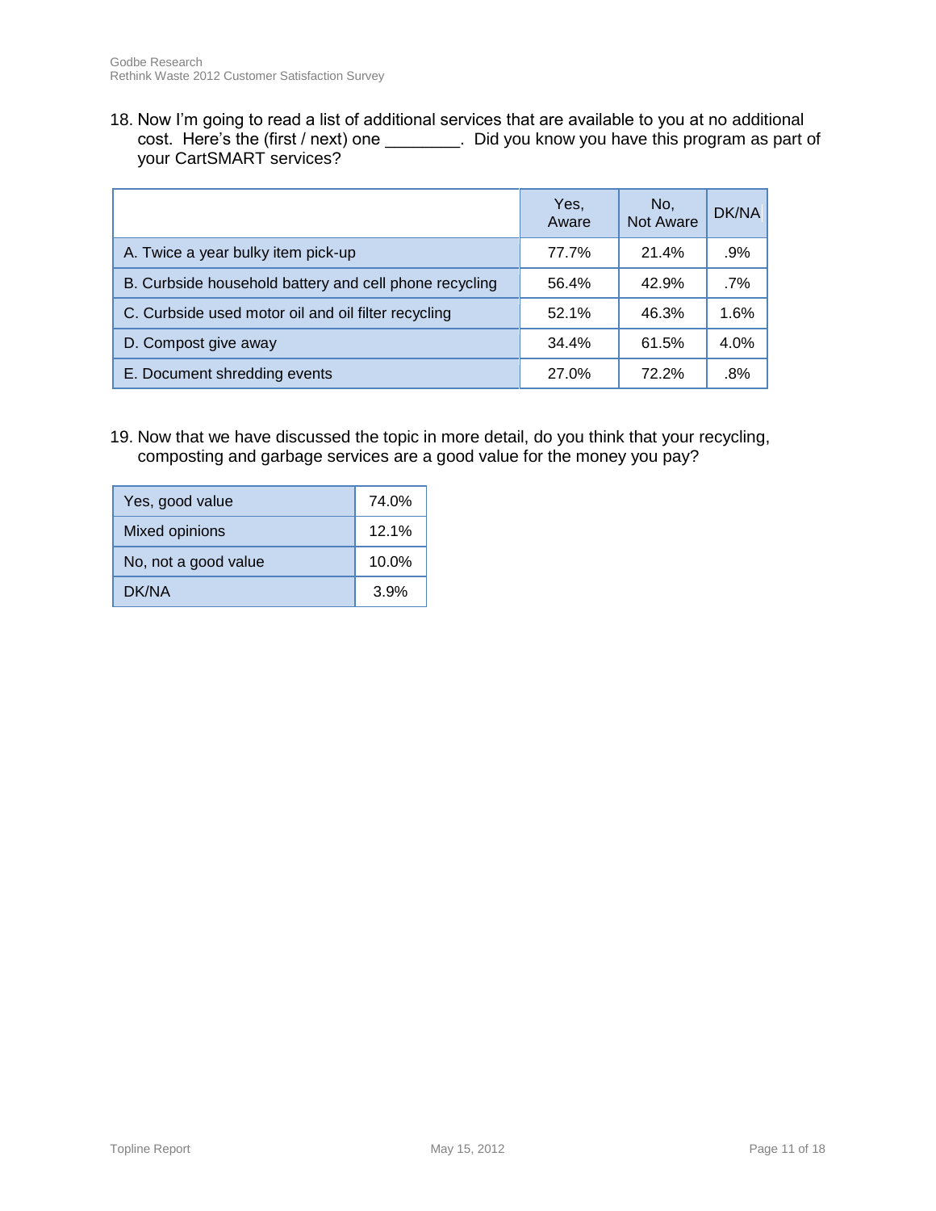18. Now I'm going to read a list of additional services that are available to you at no additional cost. Here's the (first / next) one ________. Did you know you have this program as part of your CartSMART services?

| | Yes, Aware | No, Not Aware | DK/NA |
|---|---|---|---|
| A. Twice a year bulky item pick-up | 77.7% | 21.4% | .9% |
| B. Curbside household battery and cell phone recycling | 56.4% | 42.9% | .7% |
| C. Curbside used motor oil and oil filter recycling | 52.1% | 46.3% | 1.6% |
| D. Compost give away | 34.4% | 61.5% | 4.0% |
| E. Document shredding events | 27.0% | 72.2% | .8% |

19. Now that we have discussed the topic in more detail, do you think that your recycling, composting and garbage services are a good value for the money you pay?

| | |
|---|---|
| Yes, good value | 74.0% |
| Mixed opinions | 12.1% |
| No, not a good value | 10.0% |
| DK/NA | 3.9% |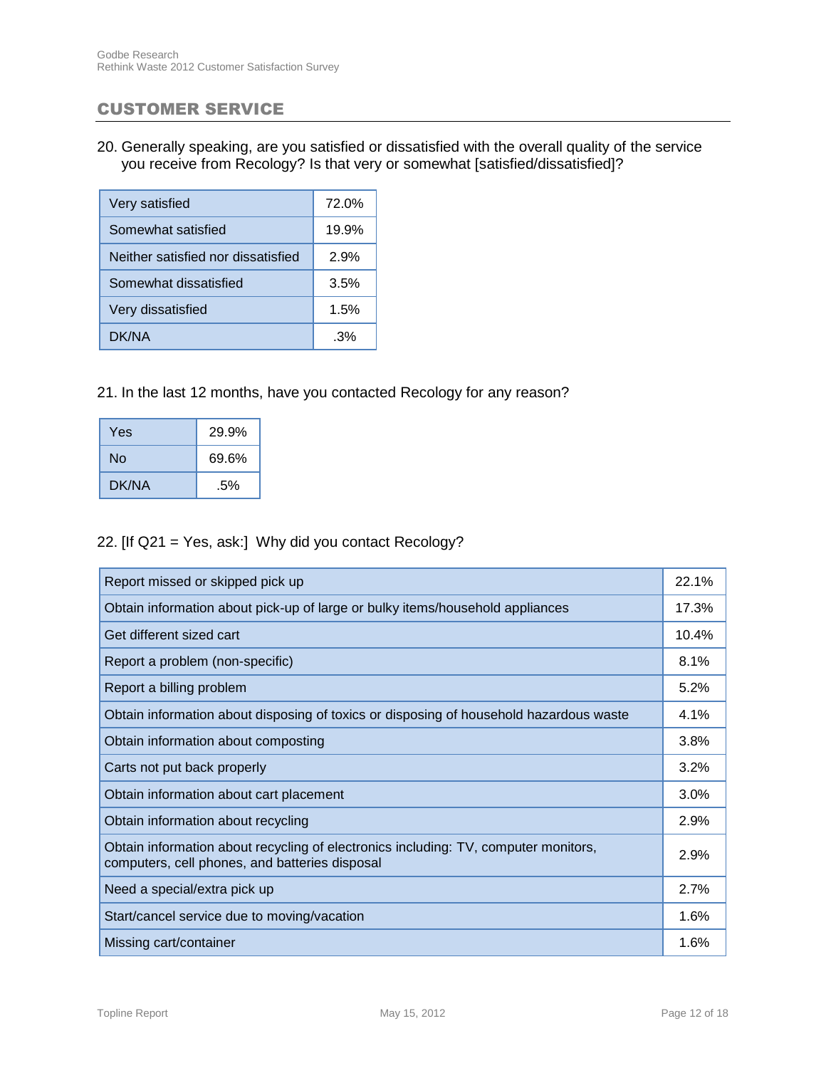## CUSTOMER SERVICE

20. Generally speaking, are you satisfied or dissatisfied with the overall quality of the service you receive from Recology? Is that very or somewhat [satisfied/dissatisfied]?

| | |
|---|---|
| Very satisfied | 72.0% |
| Somewhat satisfied | 19.9% |
| Neither satisfied nor dissatisfied | 2.9% |
| Somewhat dissatisfied | 3.5% |
| Very dissatisfied | 1.5% |
| DK/NA | .3% |

21. In the last 12 months, have you contacted Recology for any reason?

| | |
|---|---|
| Yes | 29.9% |
| No | 69.6% |
| DK/NA | .5% |

22. [If Q21 = Yes, ask:] Why did you contact Recology?

| | |
|---|---|
| Report missed or skipped pick up | 22.1% |
| Obtain information about pick-up of large or bulky items/household appliances | 17.3% |
| Get different sized cart | 10.4% |
| Report a problem (non-specific) | 8.1% |
| Report a billing problem | 5.2% |
| Obtain information about disposing of toxics or disposing of household hazardous waste | 4.1% |
| Obtain information about composting | 3.8% |
| Carts not put back properly | 3.2% |
| Obtain information about cart placement | 3.0% |
| Obtain information about recycling | 2.9% |
| Obtain information about recycling of electronics including: TV, computer monitors, computers, cell phones, and batteries disposal | 2.9% |
| Need a special/extra pick up | 2.7% |
| Start/cancel service due to moving/vacation | 1.6% |
| Missing cart/container | 1.6% |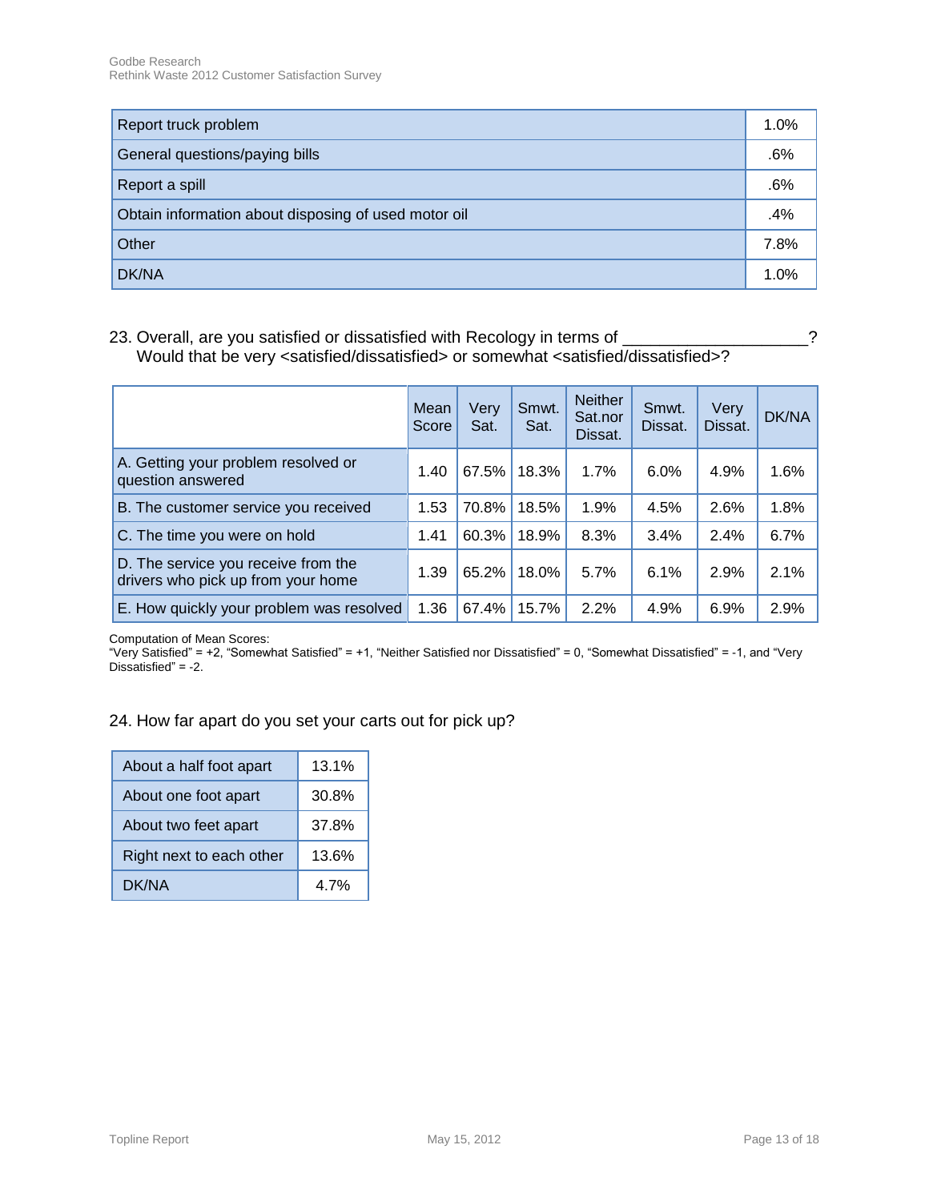| Report truck problem | 1.0% |
|---|---|
| General questions/paying bills | .6% |
| Report a spill | .6% |
| Obtain information about disposing of used motor oil | .4% |
| Other | 7.8% |
| DK/NA | 1.0% |

23. Overall, are you satisfied or dissatisfied with Recology in terms of ___________________?
Would that be very <satisfied/dissatisfied> or somewhat <satisfied/dissatisfied>?

| | Mean Score | Very Sat. | Smwt. Sat. | Neither Sat.nor Dissat. | Smwt. Dissat. | Very Dissat. | DK/NA |
|---|---|---|---|---|---|---|---|
| A. Getting your problem resolved or question answered | 1.40 | 67.5% | 18.3% | 1.7% | 6.0% | 4.9% | 1.6% |
| B. The customer service you received | 1.53 | 70.8% | 18.5% | 1.9% | 4.5% | 2.6% | 1.8% |
| C. The time you were on hold | 1.41 | 60.3% | 18.9% | 8.3% | 3.4% | 2.4% | 6.7% |
| D. The service you receive from the drivers who pick up from your home | 1.39 | 65.2% | 18.0% | 5.7% | 6.1% | 2.9% | 2.1% |
| E. How quickly your problem was resolved | 1.36 | 67.4% | 15.7% | 2.2% | 4.9% | 6.9% | 2.9% |

Computation of Mean Scores:
"Very Satisfied" = +2, "Somewhat Satisfied" = +1, "Neither Satisfied nor Dissatisfied" = 0, "Somewhat Dissatisfied" = -1, and "Very Dissatisfied" = -2.

24. How far apart do you set your carts out for pick up?

| About a half foot apart | 13.1% |
|---|---|
| About one foot apart | 30.8% |
| About two feet apart | 37.8% |
| Right next to each other | 13.6% |
| DK/NA | 4.7% |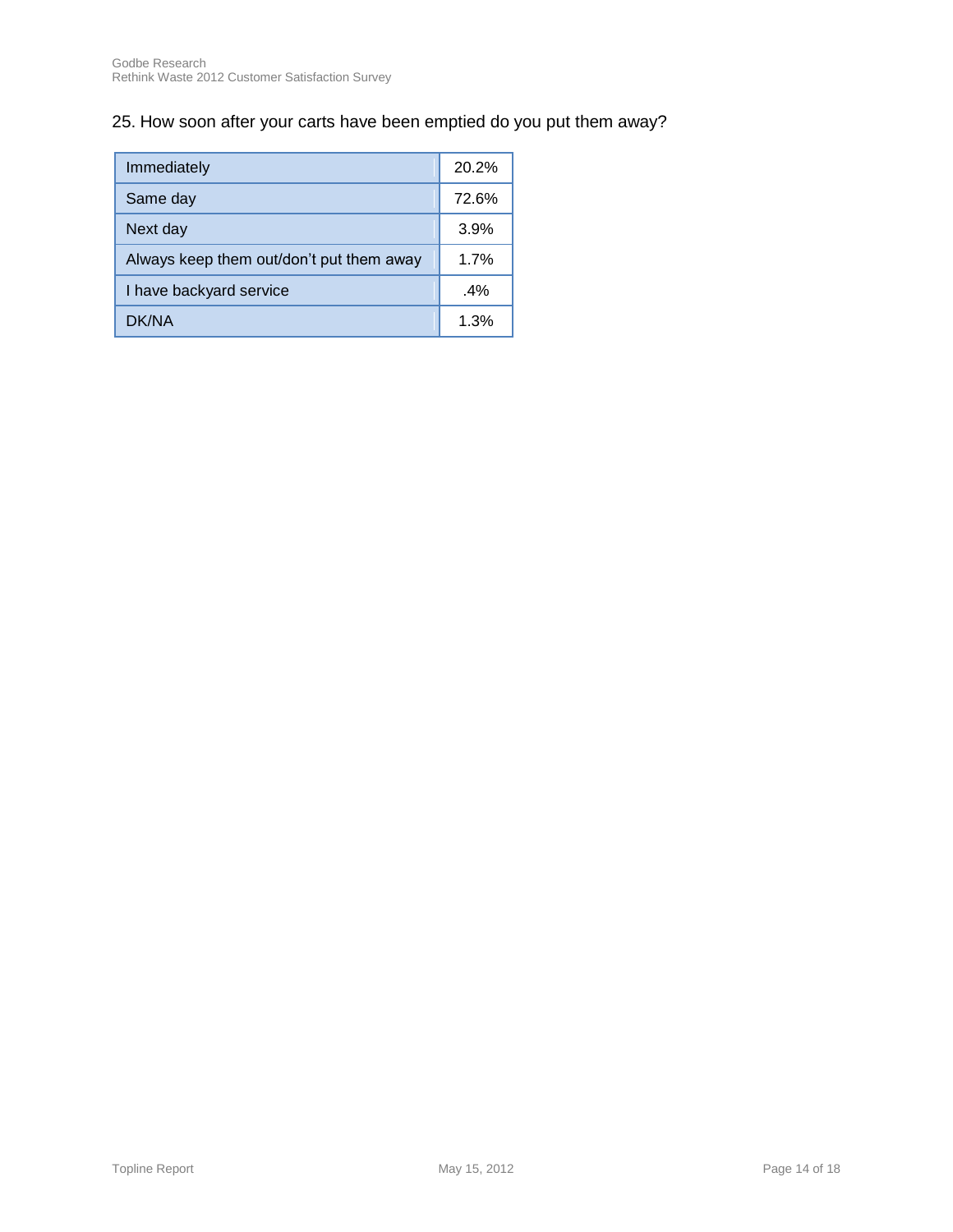## 25. How soon after your carts have been emptied do you put them away?

| | |
|---|---|
| Immediately | 20.2% |
| Same day | 72.6% |
| Next day | 3.9% |
| Always keep them out/don't put them away | 1.7% |
| I have backyard service | .4% |
| DK/NA | 1.3% |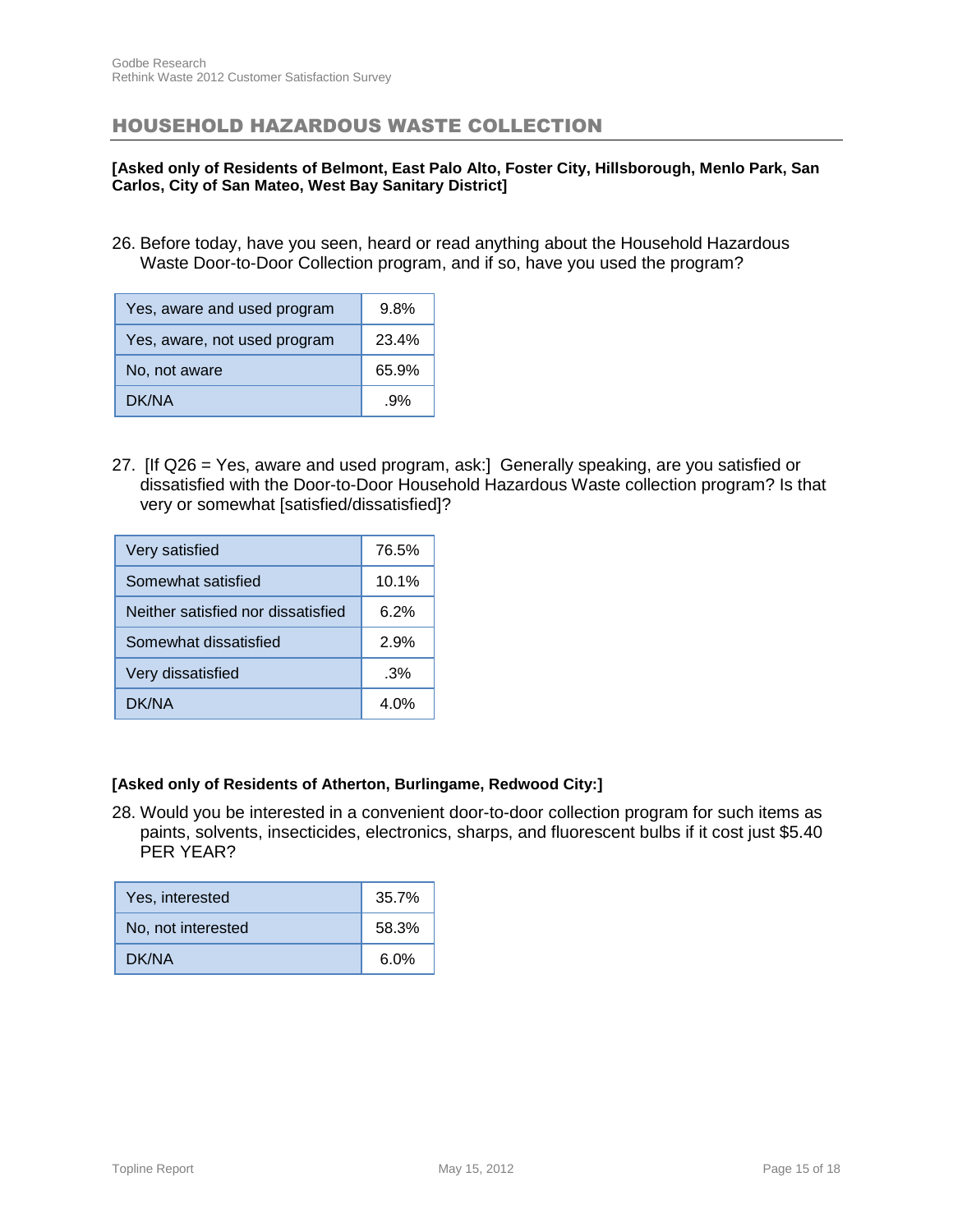## HOUSEHOLD HAZARDOUS WASTE COLLECTION

**[Asked only of Residents of Belmont, East Palo Alto, Foster City, Hillsborough, Menlo Park, San Carlos, City of San Mateo, West Bay Sanitary District]**

26. Before today, have you seen, heard or read anything about the Household Hazardous Waste Door-to-Door Collection program, and if so, have you used the program?

| | |
|---|---|
| Yes, aware and used program | 9.8% |
| Yes, aware, not used program | 23.4% |
| No, not aware | 65.9% |
| DK/NA | .9% |

27. [If Q26 = Yes, aware and used program, ask:] Generally speaking, are you satisfied or dissatisfied with the Door-to-Door Household Hazardous Waste collection program? Is that very or somewhat [satisfied/dissatisfied]?

| | |
|---|---|
| Very satisfied | 76.5% |
| Somewhat satisfied | 10.1% |
| Neither satisfied nor dissatisfied | 6.2% |
| Somewhat dissatisfied | 2.9% |
| Very dissatisfied | .3% |
| DK/NA | 4.0% |

**[Asked only of Residents of Atherton, Burlingame, Redwood City:]**

28. Would you be interested in a convenient door-to-door collection program for such items as paints, solvents, insecticides, electronics, sharps, and fluorescent bulbs if it cost just $5.40 PER YEAR?

| | |
|---|---|
| Yes, interested | 35.7% |
| No, not interested | 58.3% |
| DK/NA | 6.0% |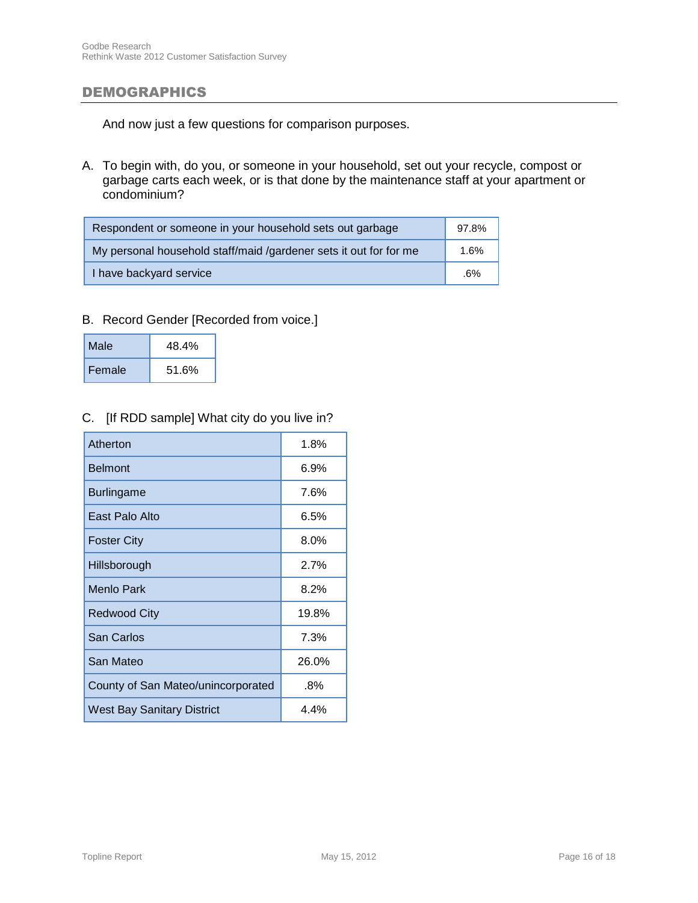## DEMOGRAPHICS

And now just a few questions for comparison purposes.

A. To begin with, do you, or someone in your household, set out your recycle, compost or garbage carts each week, or is that done by the maintenance staff at your apartment or condominium?

| | |
|---|---|
| Respondent or someone in your household sets out garbage | 97.8% |
| My personal household staff/maid /gardener sets it out for for me | 1.6% |
| I have backyard service | .6% |

B. Record Gender [Recorded from voice.]

| | |
|---|---|
| Male | 48.4% |
| Female | 51.6% |

C. [If RDD sample] What city do you live in?

| | |
|---|---|
| Atherton | 1.8% |
| Belmont | 6.9% |
| Burlingame | 7.6% |
| East Palo Alto | 6.5% |
| Foster City | 8.0% |
| Hillsborough | 2.7% |
| Menlo Park | 8.2% |
| Redwood City | 19.8% |
| San Carlos | 7.3% |
| San Mateo | 26.0% |
| County of San Mateo/unincorporated | .8% |
| West Bay Sanitary District | 4.4% |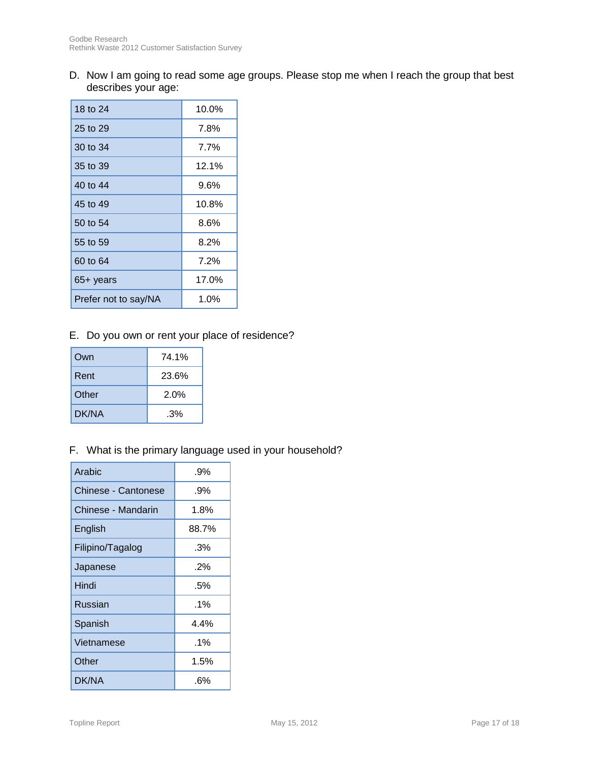D. Now I am going to read some age groups. Please stop me when I reach the group that best describes your age:

| | |
|---|---|
| 18 to 24 | 10.0% |
| 25 to 29 | 7.8% |
| 30 to 34 | 7.7% |
| 35 to 39 | 12.1% |
| 40 to 44 | 9.6% |
| 45 to 49 | 10.8% |
| 50 to 54 | 8.6% |
| 55 to 59 | 8.2% |
| 60 to 64 | 7.2% |
| 65+ years | 17.0% |
| Prefer not to say/NA | 1.0% |

E. Do you own or rent your place of residence?

| | |
|---|---|
| Own | 74.1% |
| Rent | 23.6% |
| Other | 2.0% |
| DK/NA | .3% |

F. What is the primary language used in your household?

| | |
|---|---|
| Arabic | .9% |
| Chinese - Cantonese | .9% |
| Chinese - Mandarin | 1.8% |
| English | 88.7% |
| Filipino/Tagalog | .3% |
| Japanese | .2% |
| Hindi | .5% |
| Russian | .1% |
| Spanish | 4.4% |
| Vietnamese | .1% |
| Other | 1.5% |
| DK/NA | .6% |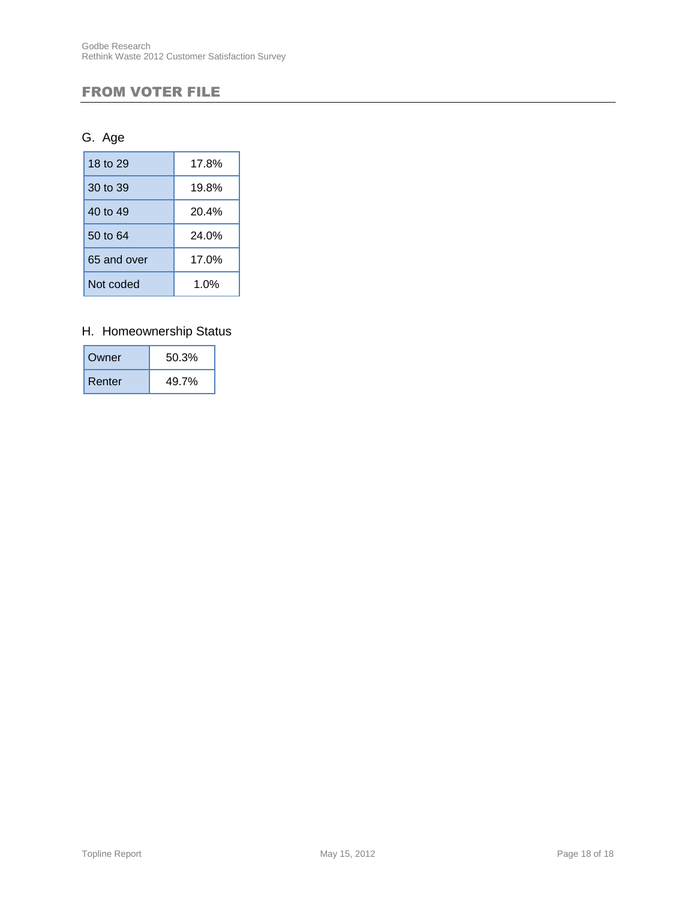## FROM VOTER FILE

### G. Age

| | |
|---|---|
| 18 to 29 | 17.8% |
| 30 to 39 | 19.8% |
| 40 to 49 | 20.4% |
| 50 to 64 | 24.0% |
| 65 and over | 17.0% |
| Not coded | 1.0% |

### H. Homeownership Status

| | |
|---|---|
| Owner | 50.3% |
| Renter | 49.7% |